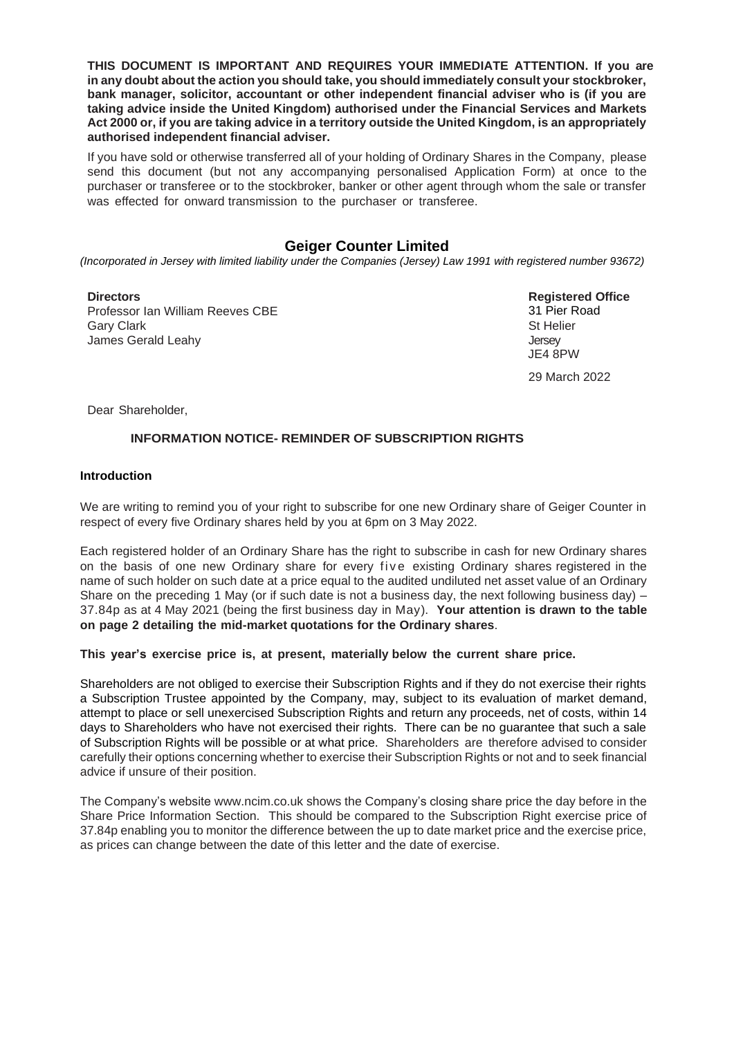**THIS DOCUMENT IS IMPORTANT AND REQUIRES YOUR IMMEDIATE ATTENTION. If you are in any doubt about the action you should take, you should immediately consult your stockbroker, bank manager, solicitor, accountant or other independent financial adviser who is (if you are taking advice inside the United Kingdom) authorised under the Financial Services and Markets Act 2000 or, if you are taking advice in a territory outside the United Kingdom, is an appropriately authorised independent financial adviser.**

If you have sold or otherwise transferred all of your holding of Ordinary Shares in the Company, please send this document (but not any accompanying personalised Application Form) at once to the purchaser or transferee or to the stockbroker, banker or other agent through whom the sale or transfer was effected for onward transmission to the purchaser or transferee.

# Geiger Counter Limited

*(Incorporated in Jersey with limited liability under the Companies (Jersey) Law 1991 with registered number 93672)*

**Directors**
Professor Ian William Reeves CBE
Gary Clark
James Gerald Leahy

**Registered Office**
31 Pier Road
St Helier
Jersey
JE4 8PW

29 March 2022

Dear Shareholder,

## INFORMATION NOTICE- REMINDER OF SUBSCRIPTION RIGHTS

### Introduction

We are writing to remind you of your right to subscribe for one new Ordinary share of Geiger Counter in respect of every five Ordinary shares held by you at 6pm on 3 May 2022.

Each registered holder of an Ordinary Share has the right to subscribe in cash for new Ordinary shares on the basis of one new Ordinary share for every five existing Ordinary shares registered in the name of such holder on such date at a price equal to the audited undiluted net asset value of an Ordinary Share on the preceding 1 May (or if such date is not a business day, the next following business day) – 37.84p as at 4 May 2021 (being the first business day in May). **Your attention is drawn to the table on page 2 detailing the mid-market quotations for the Ordinary shares**.

**This year's exercise price is, at present, materially below the current share price.**

Shareholders are not obliged to exercise their Subscription Rights and if they do not exercise their rights a Subscription Trustee appointed by the Company, may, subject to its evaluation of market demand, attempt to place or sell unexercised Subscription Rights and return any proceeds, net of costs, within 14 days to Shareholders who have not exercised their rights. There can be no guarantee that such a sale of Subscription Rights will be possible or at what price. Shareholders are therefore advised to consider carefully their options concerning whether to exercise their Subscription Rights or not and to seek financial advice if unsure of their position.

The Company's website www.ncim.co.uk shows the Company's closing share price the day before in the Share Price Information Section. This should be compared to the Subscription Right exercise price of 37.84p enabling you to monitor the difference between the up to date market price and the exercise price, as prices can change between the date of this letter and the date of exercise.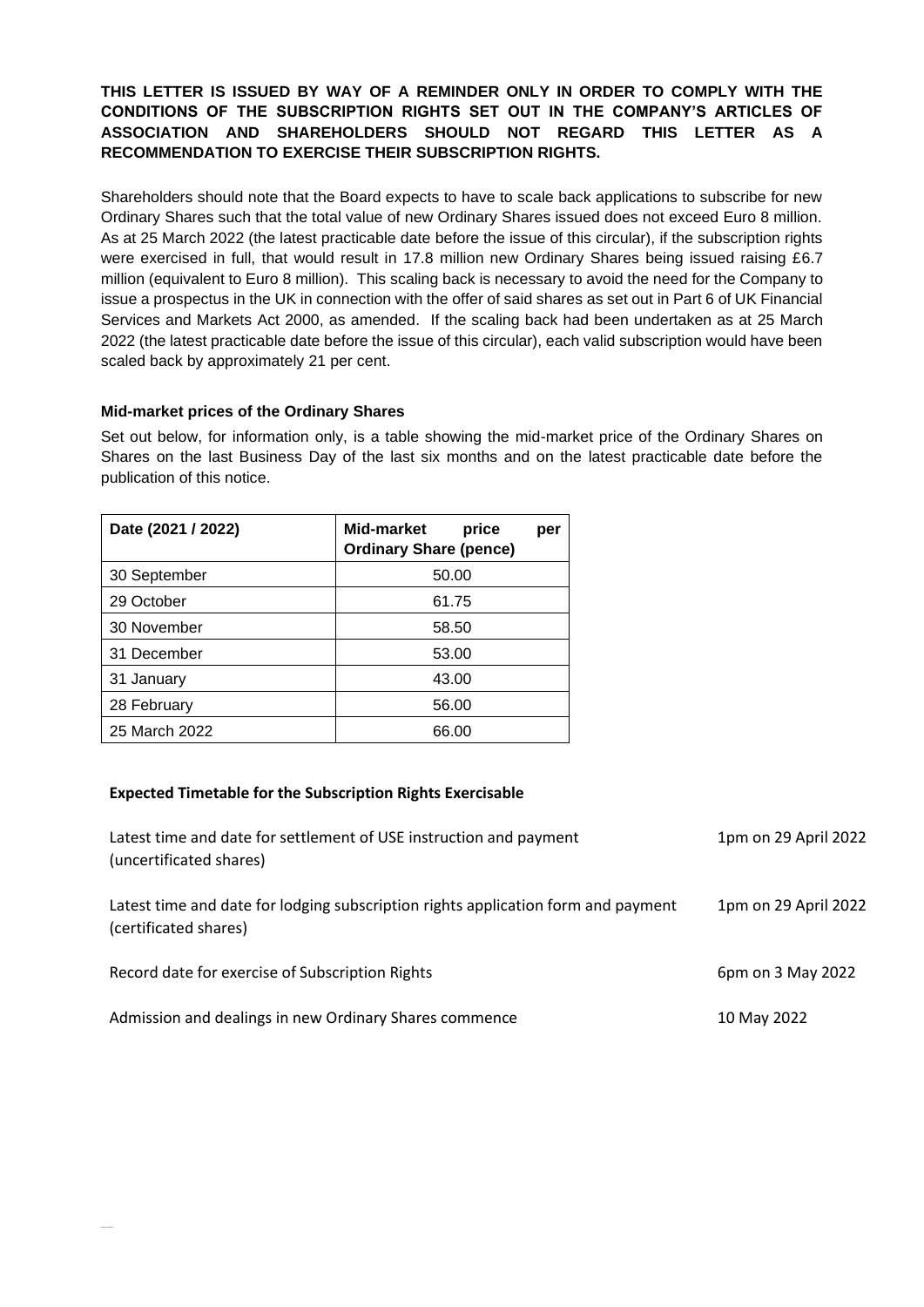**THIS LETTER IS ISSUED BY WAY OF A REMINDER ONLY IN ORDER TO COMPLY WITH THE CONDITIONS OF THE SUBSCRIPTION RIGHTS SET OUT IN THE COMPANY'S ARTICLES OF ASSOCIATION AND SHAREHOLDERS SHOULD NOT REGARD THIS LETTER AS A RECOMMENDATION TO EXERCISE THEIR SUBSCRIPTION RIGHTS.**

Shareholders should note that the Board expects to have to scale back applications to subscribe for new Ordinary Shares such that the total value of new Ordinary Shares issued does not exceed Euro 8 million. As at 25 March 2022 (the latest practicable date before the issue of this circular), if the subscription rights were exercised in full, that would result in 17.8 million new Ordinary Shares being issued raising £6.7 million (equivalent to Euro 8 million). This scaling back is necessary to avoid the need for the Company to issue a prospectus in the UK in connection with the offer of said shares as set out in Part 6 of UK Financial Services and Markets Act 2000, as amended. If the scaling back had been undertaken as at 25 March 2022 (the latest practicable date before the issue of this circular), each valid subscription would have been scaled back by approximately 21 per cent.

### Mid-market prices of the Ordinary Shares

Set out below, for information only, is a table showing the mid-market price of the Ordinary Shares on Shares on the last Business Day of the last six months and on the latest practicable date before the publication of this notice.

| Date (2021 / 2022) | Mid-market price per Ordinary Share (pence) |
|---|---|
| 30 September | 50.00 |
| 29 October | 61.75 |
| 30 November | 58.50 |
| 31 December | 53.00 |
| 31 January | 43.00 |
| 28 February | 56.00 |
| 25 March 2022 | 66.00 |

### Expected Timetable for the Subscription Rights Exercisable

| | |
|---|---|
| Latest time and date for settlement of USE instruction and payment (uncertificated shares) | 1pm on 29 April 2022 |
| Latest time and date for lodging subscription rights application form and payment (certificated shares) | 1pm on 29 April 2022 |
| Record date for exercise of Subscription Rights | 6pm on 3 May 2022 |
| Admission and dealings in new Ordinary Shares commence | 10 May 2022 |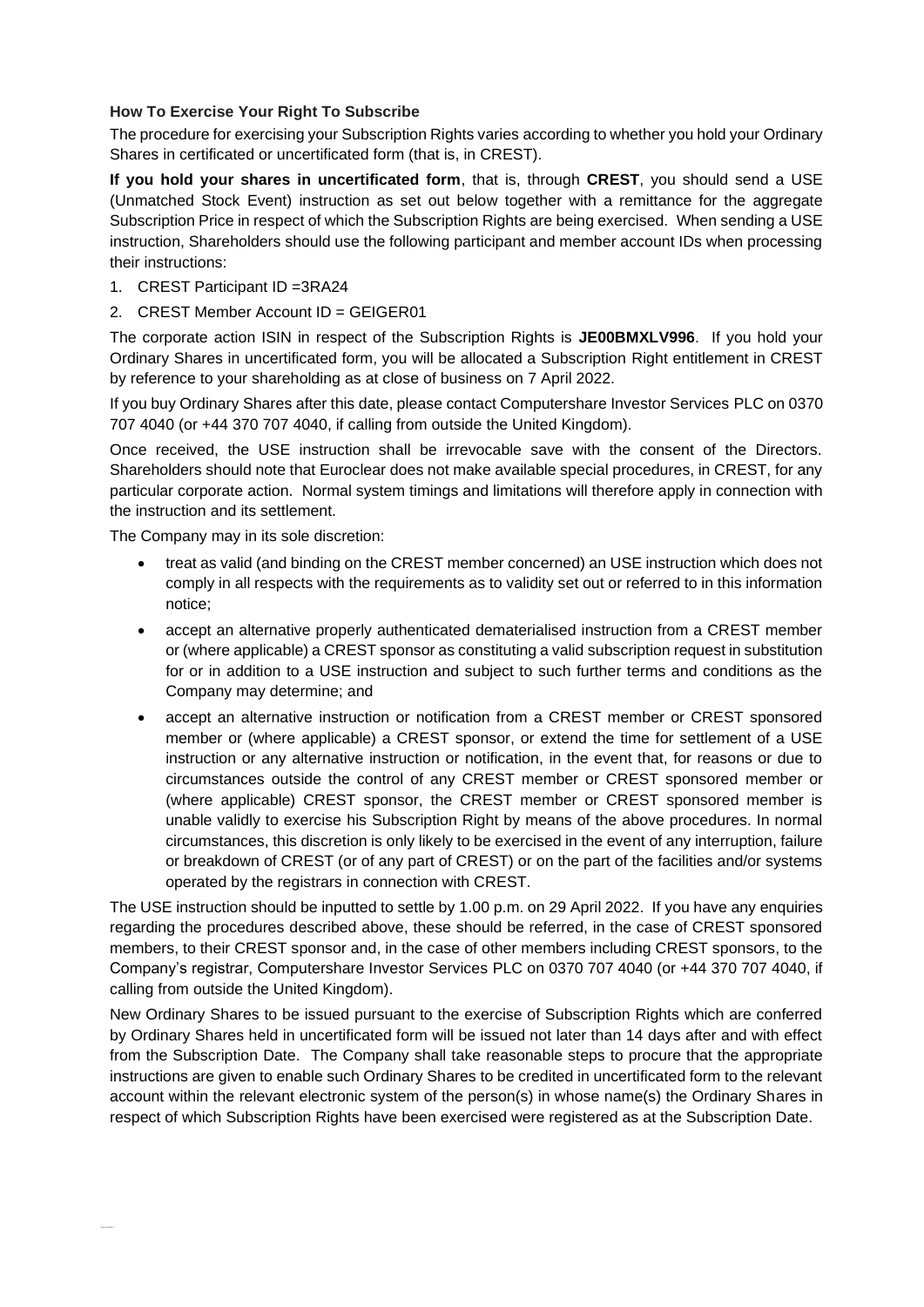**How To Exercise Your Right To Subscribe**

The procedure for exercising your Subscription Rights varies according to whether you hold your Ordinary Shares in certificated or uncertificated form (that is, in CREST).

**If you hold your shares in uncertificated form**, that is, through **CREST**, you should send a USE (Unmatched Stock Event) instruction as set out below together with a remittance for the aggregate Subscription Price in respect of which the Subscription Rights are being exercised. When sending a USE instruction, Shareholders should use the following participant and member account IDs when processing their instructions:

1. CREST Participant ID =3RA24
2. CREST Member Account ID = GEIGER01

The corporate action ISIN in respect of the Subscription Rights is **JE00BMXLV996**. If you hold your Ordinary Shares in uncertificated form, you will be allocated a Subscription Right entitlement in CREST by reference to your shareholding as at close of business on 7 April 2022.

If you buy Ordinary Shares after this date, please contact Computershare Investor Services PLC on 0370 707 4040 (or +44 370 707 4040, if calling from outside the United Kingdom).

Once received, the USE instruction shall be irrevocable save with the consent of the Directors. Shareholders should note that Euroclear does not make available special procedures, in CREST, for any particular corporate action. Normal system timings and limitations will therefore apply in connection with the instruction and its settlement.

The Company may in its sole discretion:

- treat as valid (and binding on the CREST member concerned) an USE instruction which does not comply in all respects with the requirements as to validity set out or referred to in this information notice;
- accept an alternative properly authenticated dematerialised instruction from a CREST member or (where applicable) a CREST sponsor as constituting a valid subscription request in substitution for or in addition to a USE instruction and subject to such further terms and conditions as the Company may determine; and
- accept an alternative instruction or notification from a CREST member or CREST sponsored member or (where applicable) a CREST sponsor, or extend the time for settlement of a USE instruction or any alternative instruction or notification, in the event that, for reasons or due to circumstances outside the control of any CREST member or CREST sponsored member or (where applicable) CREST sponsor, the CREST member or CREST sponsored member is unable validly to exercise his Subscription Right by means of the above procedures. In normal circumstances, this discretion is only likely to be exercised in the event of any interruption, failure or breakdown of CREST (or of any part of CREST) or on the part of the facilities and/or systems operated by the registrars in connection with CREST.

The USE instruction should be inputted to settle by 1.00 p.m. on 29 April 2022. If you have any enquiries regarding the procedures described above, these should be referred, in the case of CREST sponsored members, to their CREST sponsor and, in the case of other members including CREST sponsors, to the Company's registrar, Computershare Investor Services PLC on 0370 707 4040 (or +44 370 707 4040, if calling from outside the United Kingdom).

New Ordinary Shares to be issued pursuant to the exercise of Subscription Rights which are conferred by Ordinary Shares held in uncertificated form will be issued not later than 14 days after and with effect from the Subscription Date. The Company shall take reasonable steps to procure that the appropriate instructions are given to enable such Ordinary Shares to be credited in uncertificated form to the relevant account within the relevant electronic system of the person(s) in whose name(s) the Ordinary Shares in respect of which Subscription Rights have been exercised were registered as at the Subscription Date.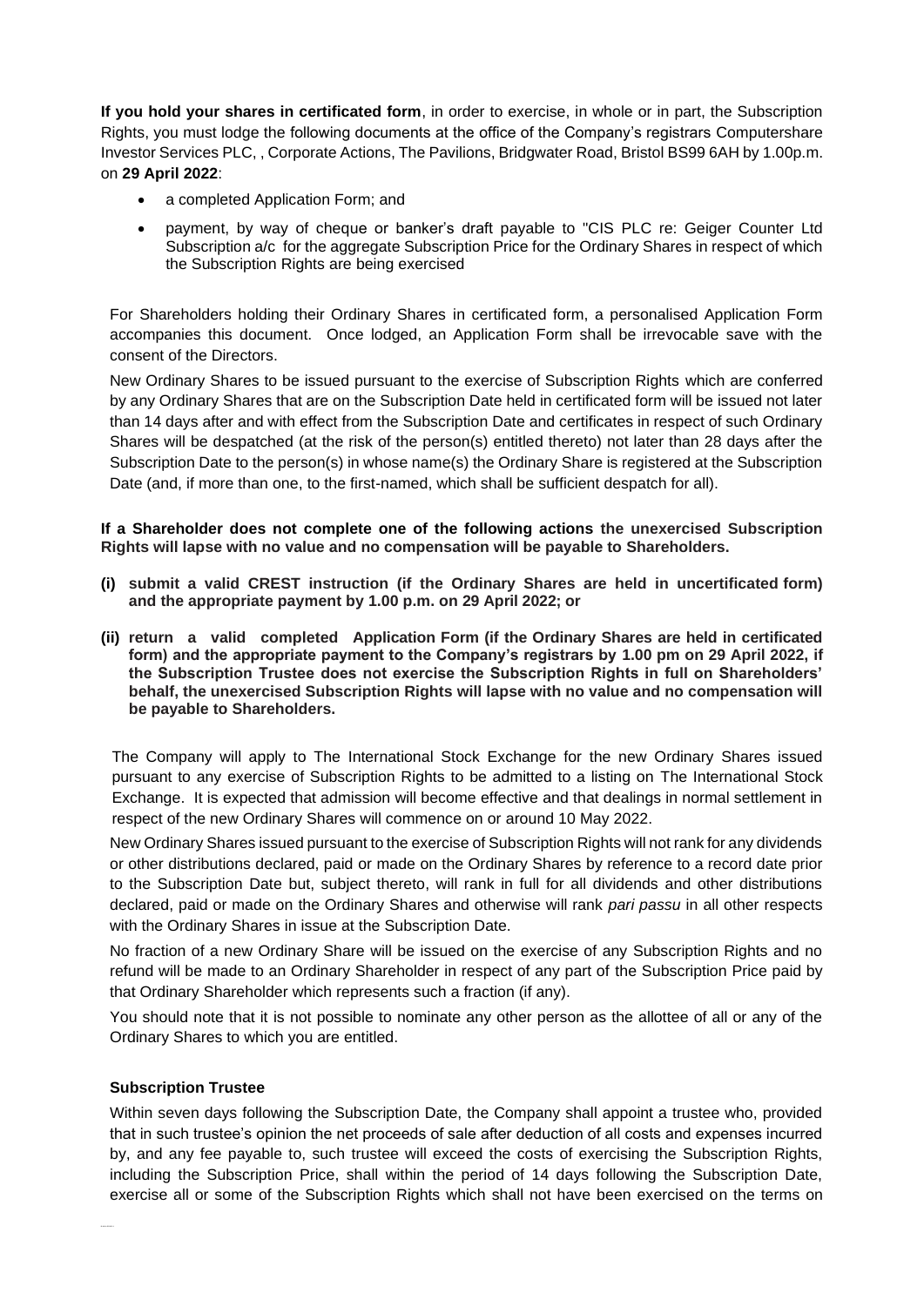**If you hold your shares in certificated form**, in order to exercise, in whole or in part, the Subscription Rights, you must lodge the following documents at the office of the Company's registrars Computershare Investor Services PLC, , Corporate Actions, The Pavilions, Bridgwater Road, Bristol BS99 6AH by 1.00p.m. on **29 April 2022**:

- a completed Application Form; and
- payment, by way of cheque or banker's draft payable to "CIS PLC re: Geiger Counter Ltd Subscription a/c for the aggregate Subscription Price for the Ordinary Shares in respect of which the Subscription Rights are being exercised

For Shareholders holding their Ordinary Shares in certificated form, a personalised Application Form accompanies this document. Once lodged, an Application Form shall be irrevocable save with the consent of the Directors.

New Ordinary Shares to be issued pursuant to the exercise of Subscription Rights which are conferred by any Ordinary Shares that are on the Subscription Date held in certificated form will be issued not later than 14 days after and with effect from the Subscription Date and certificates in respect of such Ordinary Shares will be despatched (at the risk of the person(s) entitled thereto) not later than 28 days after the Subscription Date to the person(s) in whose name(s) the Ordinary Share is registered at the Subscription Date (and, if more than one, to the first-named, which shall be sufficient despatch for all).

**If a Shareholder does not complete one of the following actions the unexercised Subscription Rights will lapse with no value and no compensation will be payable to Shareholders.**

**(i) submit a valid CREST instruction (if the Ordinary Shares are held in uncertificated form) and the appropriate payment by 1.00 p.m. on 29 April 2022; or**

**(ii) return a valid completed Application Form (if the Ordinary Shares are held in certificated form) and the appropriate payment to the Company's registrars by 1.00 pm on 29 April 2022, if the Subscription Trustee does not exercise the Subscription Rights in full on Shareholders' behalf, the unexercised Subscription Rights will lapse with no value and no compensation will be payable to Shareholders.**

The Company will apply to The International Stock Exchange for the new Ordinary Shares issued pursuant to any exercise of Subscription Rights to be admitted to a listing on The International Stock Exchange. It is expected that admission will become effective and that dealings in normal settlement in respect of the new Ordinary Shares will commence on or around 10 May 2022.

New Ordinary Shares issued pursuant to the exercise of Subscription Rights will not rank for any dividends or other distributions declared, paid or made on the Ordinary Shares by reference to a record date prior to the Subscription Date but, subject thereto, will rank in full for all dividends and other distributions declared, paid or made on the Ordinary Shares and otherwise will rank *pari passu* in all other respects with the Ordinary Shares in issue at the Subscription Date.

No fraction of a new Ordinary Share will be issued on the exercise of any Subscription Rights and no refund will be made to an Ordinary Shareholder in respect of any part of the Subscription Price paid by that Ordinary Shareholder which represents such a fraction (if any).

You should note that it is not possible to nominate any other person as the allottee of all or any of the Ordinary Shares to which you are entitled.

**Subscription Trustee**

Within seven days following the Subscription Date, the Company shall appoint a trustee who, provided that in such trustee's opinion the net proceeds of sale after deduction of all costs and expenses incurred by, and any fee payable to, such trustee will exceed the costs of exercising the Subscription Rights, including the Subscription Price, shall within the period of 14 days following the Subscription Date, exercise all or some of the Subscription Rights which shall not have been exercised on the terms on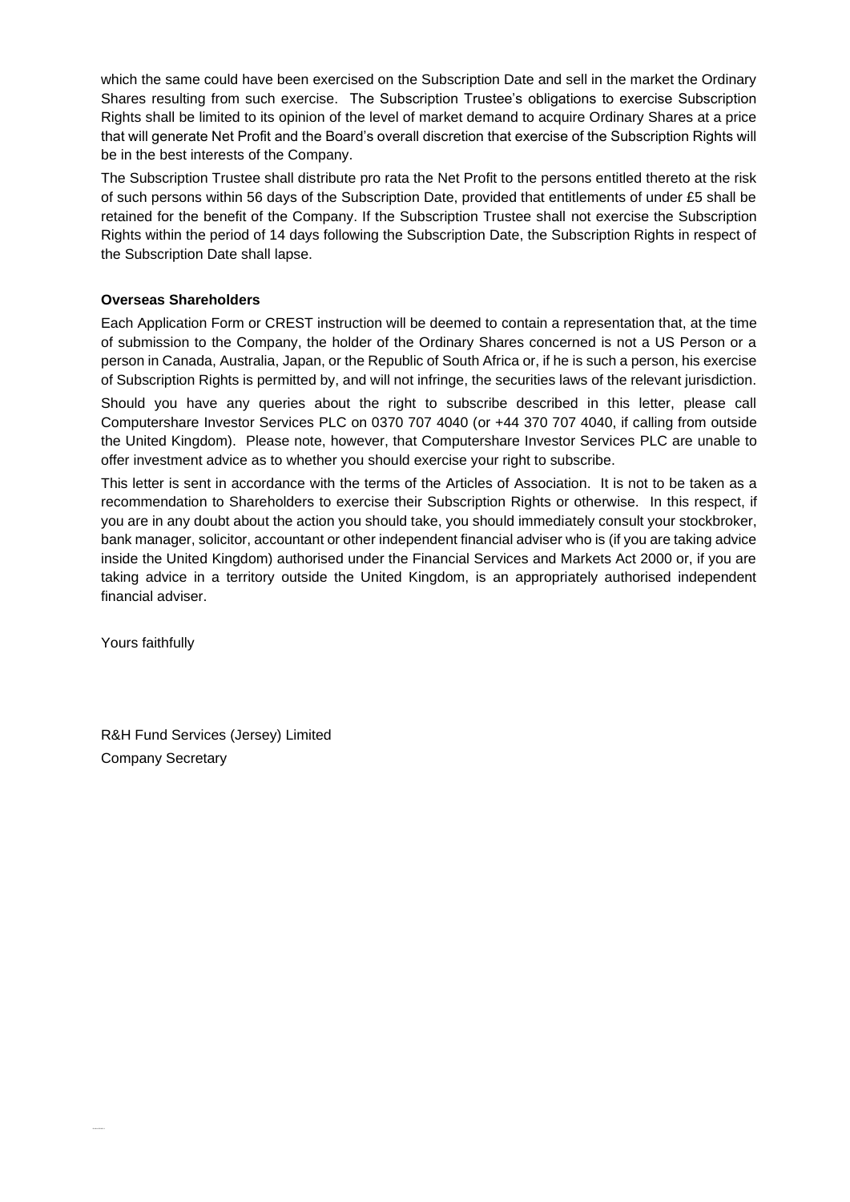which the same could have been exercised on the Subscription Date and sell in the market the Ordinary Shares resulting from such exercise. The Subscription Trustee's obligations to exercise Subscription Rights shall be limited to its opinion of the level of market demand to acquire Ordinary Shares at a price that will generate Net Profit and the Board's overall discretion that exercise of the Subscription Rights will be in the best interests of the Company.

The Subscription Trustee shall distribute pro rata the Net Profit to the persons entitled thereto at the risk of such persons within 56 days of the Subscription Date, provided that entitlements of under £5 shall be retained for the benefit of the Company. If the Subscription Trustee shall not exercise the Subscription Rights within the period of 14 days following the Subscription Date, the Subscription Rights in respect of the Subscription Date shall lapse.

**Overseas Shareholders**

Each Application Form or CREST instruction will be deemed to contain a representation that, at the time of submission to the Company, the holder of the Ordinary Shares concerned is not a US Person or a person in Canada, Australia, Japan, or the Republic of South Africa or, if he is such a person, his exercise of Subscription Rights is permitted by, and will not infringe, the securities laws of the relevant jurisdiction.

Should you have any queries about the right to subscribe described in this letter, please call Computershare Investor Services PLC on 0370 707 4040 (or +44 370 707 4040, if calling from outside the United Kingdom). Please note, however, that Computershare Investor Services PLC are unable to offer investment advice as to whether you should exercise your right to subscribe.

This letter is sent in accordance with the terms of the Articles of Association. It is not to be taken as a recommendation to Shareholders to exercise their Subscription Rights or otherwise. In this respect, if you are in any doubt about the action you should take, you should immediately consult your stockbroker, bank manager, solicitor, accountant or other independent financial adviser who is (if you are taking advice inside the United Kingdom) authorised under the Financial Services and Markets Act 2000 or, if you are taking advice in a territory outside the United Kingdom, is an appropriately authorised independent financial adviser.

Yours faithfully

R&H Fund Services (Jersey) Limited
Company Secretary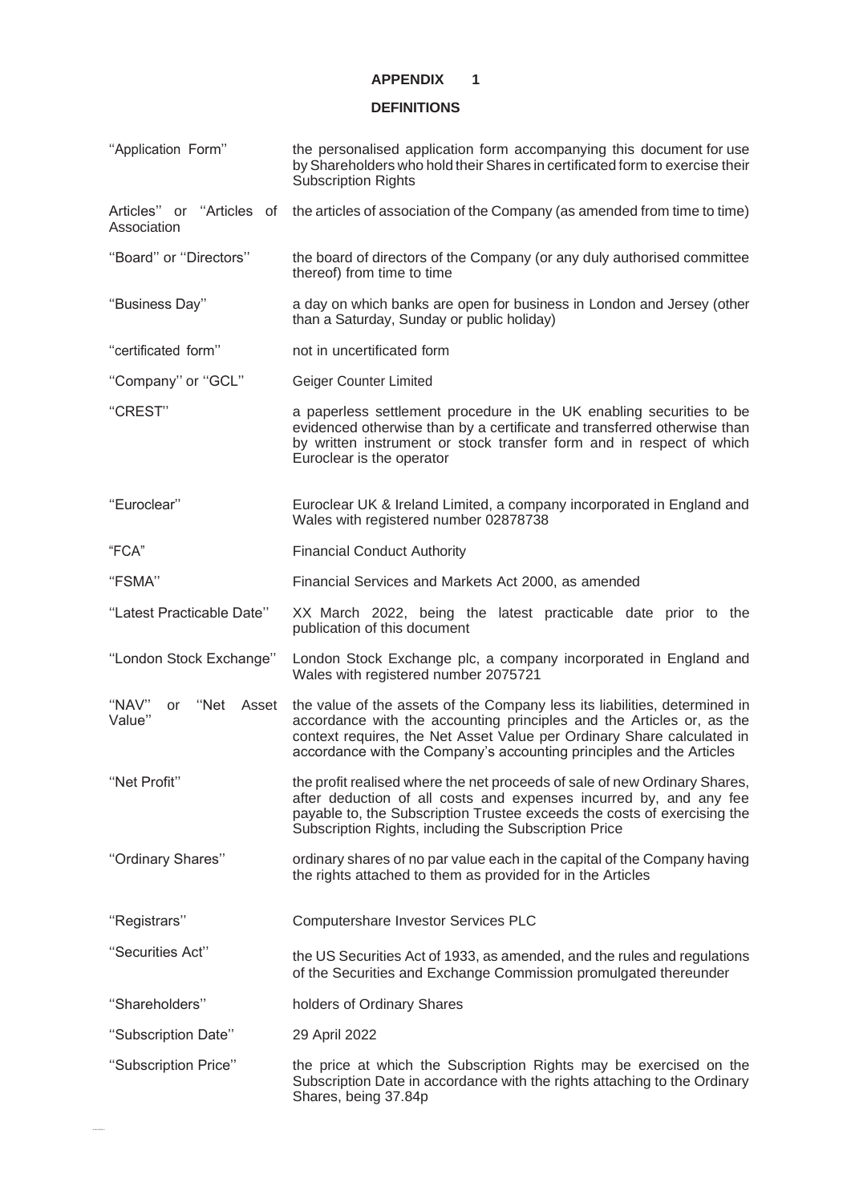# APPENDIX 1

## DEFINITIONS

| | |
|---|---|
| "Application Form" | the personalised application form accompanying this document for use by Shareholders who hold their Shares in certificated form to exercise their Subscription Rights |
| Articles" or "Articles of Association | the articles of association of the Company (as amended from time to time) |
| "Board" or "Directors" | the board of directors of the Company (or any duly authorised committee thereof) from time to time |
| "Business Day" | a day on which banks are open for business in London and Jersey (other than a Saturday, Sunday or public holiday) |
| "certificated form" | not in uncertificated form |
| "Company" or "GCL" | Geiger Counter Limited |
| "CREST" | a paperless settlement procedure in the UK enabling securities to be evidenced otherwise than by a certificate and transferred otherwise than by written instrument or stock transfer form and in respect of which Euroclear is the operator |
| "Euroclear" | Euroclear UK & Ireland Limited, a company incorporated in England and Wales with registered number 02878738 |
| "FCA" | Financial Conduct Authority |
| "FSMA" | Financial Services and Markets Act 2000, as amended |
| "Latest Practicable Date" | XX March 2022, being the latest practicable date prior to the publication of this document |
| "London Stock Exchange" | London Stock Exchange plc, a company incorporated in England and Wales with registered number 2075721 |
| "NAV" or "Net Asset Value" | the value of the assets of the Company less its liabilities, determined in accordance with the accounting principles and the Articles or, as the context requires, the Net Asset Value per Ordinary Share calculated in accordance with the Company's accounting principles and the Articles |
| "Net Profit" | the profit realised where the net proceeds of sale of new Ordinary Shares, after deduction of all costs and expenses incurred by, and any fee payable to, the Subscription Trustee exceeds the costs of exercising the Subscription Rights, including the Subscription Price |
| "Ordinary Shares" | ordinary shares of no par value each in the capital of the Company having the rights attached to them as provided for in the Articles |
| "Registrars" | Computershare Investor Services PLC |
| "Securities Act" | the US Securities Act of 1933, as amended, and the rules and regulations of the Securities and Exchange Commission promulgated thereunder |
| "Shareholders" | holders of Ordinary Shares |
| "Subscription Date" | 29 April 2022 |
| "Subscription Price" | the price at which the Subscription Rights may be exercised on the Subscription Date in accordance with the rights attaching to the Ordinary Shares, being 37.84p |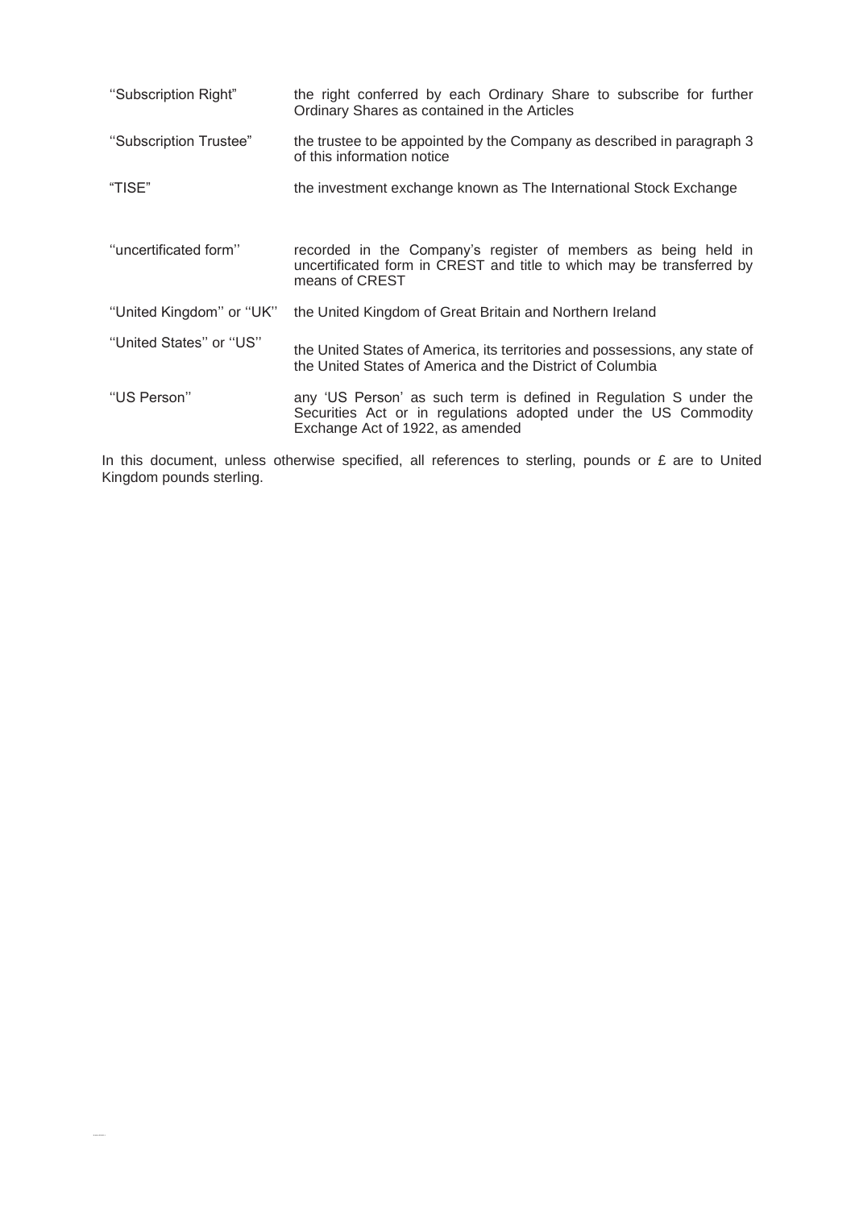| | |
|---|---|
| "Subscription Right" | the right conferred by each Ordinary Share to subscribe for further Ordinary Shares as contained in the Articles |
| "Subscription Trustee" | the trustee to be appointed by the Company as described in paragraph 3 of this information notice |
| "TISE" | the investment exchange known as The International Stock Exchange |
| "uncertificated form" | recorded in the Company's register of members as being held in uncertificated form in CREST and title to which may be transferred by means of CREST |
| "United Kingdom" or "UK" | the United Kingdom of Great Britain and Northern Ireland |
| "United States" or "US" | the United States of America, its territories and possessions, any state of the United States of America and the District of Columbia |
| "US Person" | any 'US Person' as such term is defined in Regulation S under the Securities Act or in regulations adopted under the US Commodity Exchange Act of 1922, as amended |

In this document, unless otherwise specified, all references to sterling, pounds or £ are to United Kingdom pounds sterling.